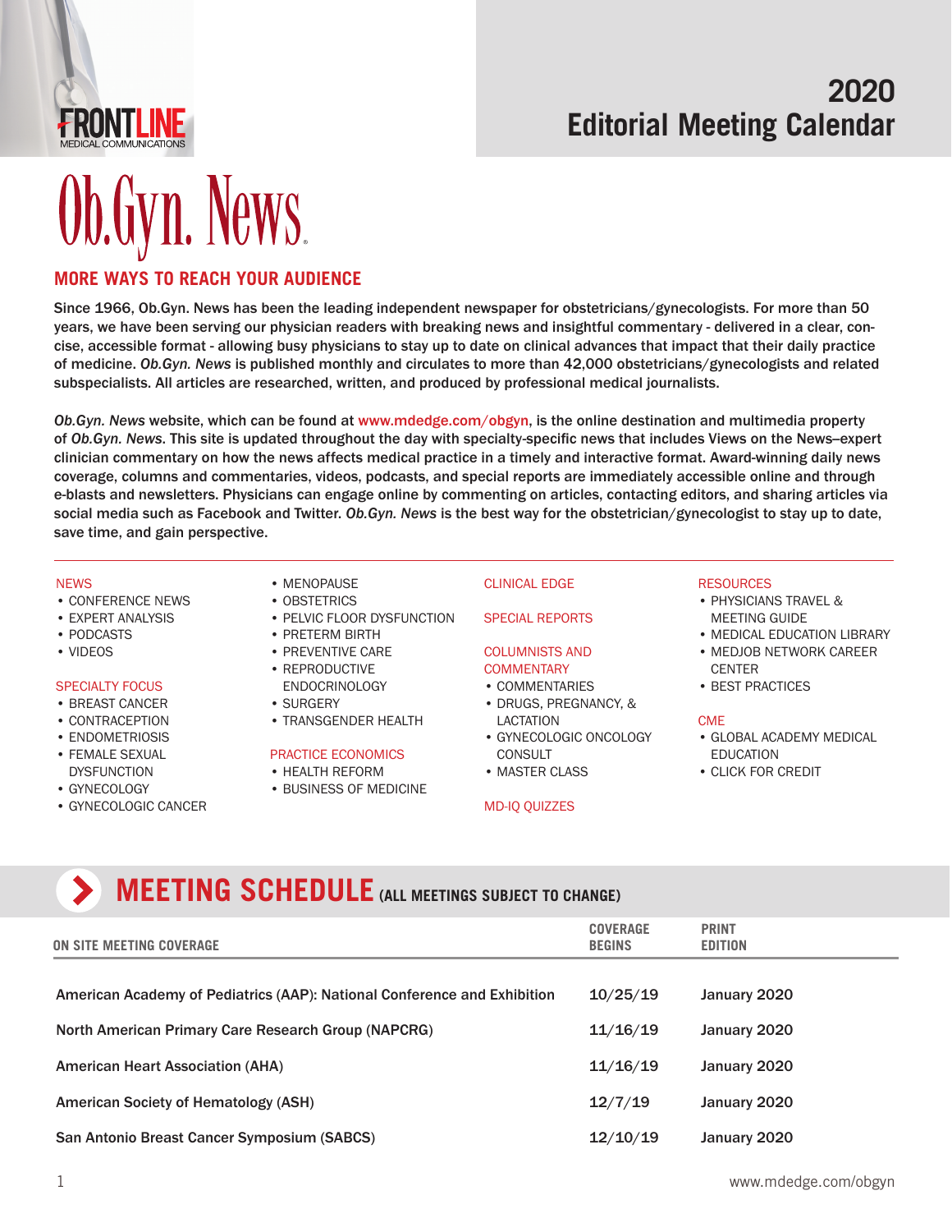FRONTLINE
MEDICAL COMMUNICATIONS

# 2020 Editorial Meeting Calendar

# Ob.Gyn. News

## MORE WAYS TO REACH YOUR AUDIENCE

Since 1966, Ob.Gyn. News has been the leading independent newspaper for obstetricians/gynecologists. For more than 50 years, we have been serving our physician readers with breaking news and insightful commentary - delivered in a clear, concise, accessible format - allowing busy physicians to stay up to date on clinical advances that impact that their daily practice of medicine. *Ob.Gyn. News* is published monthly and circulates to more than 42,000 obstetricians/gynecologists and related subspecialists. All articles are researched, written, and produced by professional medical journalists.

*Ob.Gyn. News* website, which can be found at www.mdedge.com/obgyn, is the online destination and multimedia property of *Ob.Gyn. News*. This site is updated throughout the day with specialty-specific news that includes Views on the News–expert clinician commentary on how the news affects medical practice in a timely and interactive format. Award-winning daily news coverage, columns and commentaries, videos, podcasts, and special reports are immediately accessible online and through e-blasts and newsletters. Physicians can engage online by commenting on articles, contacting editors, and sharing articles via social media such as Facebook and Twitter. *Ob.Gyn. News* is the best way for the obstetrician/gynecologist to stay up to date, save time, and gain perspective.

NEWS
- CONFERENCE NEWS
- EXPERT ANALYSIS
- PODCASTS
- VIDEOS

SPECIALTY FOCUS
- BREAST CANCER
- CONTRACEPTION
- ENDOMETRIOSIS
- FEMALE SEXUAL DYSFUNCTION
- GYNECOLOGY
- GYNECOLOGIC CANCER
- MENOPAUSE
- OBSTETRICS
- PELVIC FLOOR DYSFUNCTION
- PRETERM BIRTH
- PREVENTIVE CARE
- REPRODUCTIVE ENDOCRINOLOGY
- SURGERY
- TRANSGENDER HEALTH

PRACTICE ECONOMICS
- HEALTH REFORM
- BUSINESS OF MEDICINE

CLINICAL EDGE

SPECIAL REPORTS

COLUMNISTS AND COMMENTARY
- COMMENTARIES
- DRUGS, PREGNANCY, & LACTATION
- GYNECOLOGIC ONCOLOGY CONSULT
- MASTER CLASS

MD-IQ QUIZZES

RESOURCES
- PHYSICIANS TRAVEL & MEETING GUIDE
- MEDICAL EDUCATION LIBRARY
- MEDJOB NETWORK CAREER CENTER
- BEST PRACTICES

CME
- GLOBAL ACADEMY MEDICAL EDUCATION
- CLICK FOR CREDIT

## MEETING SCHEDULE (ALL MEETINGS SUBJECT TO CHANGE)

| ON SITE MEETING COVERAGE | COVERAGE BEGINS | PRINT EDITION |
|---|---|---|
| American Academy of Pediatrics (AAP): National Conference and Exhibition | 10/25/19 | January 2020 |
| North American Primary Care Research Group (NAPCRG) | 11/16/19 | January 2020 |
| American Heart Association (AHA) | 11/16/19 | January 2020 |
| American Society of Hematology (ASH) | 12/7/19 | January 2020 |
| San Antonio Breast Cancer Symposium (SABCS) | 12/10/19 | January 2020 |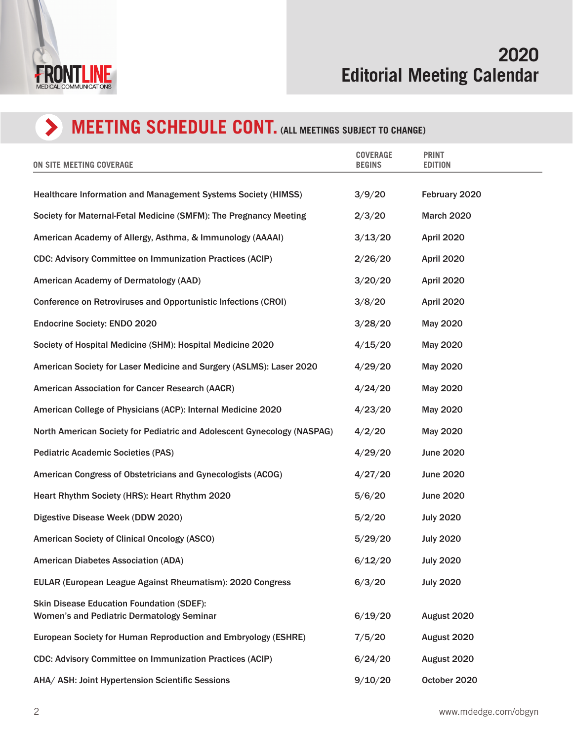# 2020 Editorial Meeting Calendar

## MEETING SCHEDULE CONT. (ALL MEETINGS SUBJECT TO CHANGE)

| ON SITE MEETING COVERAGE | COVERAGE BEGINS | PRINT EDITION |
|---|---|---|
| Healthcare Information and Management Systems Society (HIMSS) | 3/9/20 | February 2020 |
| Society for Maternal-Fetal Medicine (SMFM): The Pregnancy Meeting | 2/3/20 | March 2020 |
| American Academy of Allergy, Asthma, & Immunology (AAAAI) | 3/13/20 | April 2020 |
| CDC: Advisory Committee on Immunization Practices (ACIP) | 2/26/20 | April 2020 |
| American Academy of Dermatology (AAD) | 3/20/20 | April 2020 |
| Conference on Retroviruses and Opportunistic Infections (CROI) | 3/8/20 | April 2020 |
| Endocrine Society: ENDO 2020 | 3/28/20 | May 2020 |
| Society of Hospital Medicine (SHM): Hospital Medicine 2020 | 4/15/20 | May 2020 |
| American Society for Laser Medicine and Surgery (ASLMS): Laser 2020 | 4/29/20 | May 2020 |
| American Association for Cancer Research (AACR) | 4/24/20 | May 2020 |
| American College of Physicians (ACP): Internal Medicine 2020 | 4/23/20 | May 2020 |
| North American Society for Pediatric and Adolescent Gynecology (NASPAG) | 4/2/20 | May 2020 |
| Pediatric Academic Societies (PAS) | 4/29/20 | June 2020 |
| American Congress of Obstetricians and Gynecologists (ACOG) | 4/27/20 | June 2020 |
| Heart Rhythm Society (HRS): Heart Rhythm 2020 | 5/6/20 | June 2020 |
| Digestive Disease Week (DDW 2020) | 5/2/20 | July 2020 |
| American Society of Clinical Oncology (ASCO) | 5/29/20 | July 2020 |
| American Diabetes Association (ADA) | 6/12/20 | July 2020 |
| EULAR (European League Against Rheumatism): 2020 Congress | 6/3/20 | July 2020 |
| Skin Disease Education Foundation (SDEF): Women's and Pediatric Dermatology Seminar | 6/19/20 | August 2020 |
| European Society for Human Reproduction and Embryology (ESHRE) | 7/5/20 | August 2020 |
| CDC: Advisory Committee on Immunization Practices (ACIP) | 6/24/20 | August 2020 |
| AHA/ ASH: Joint Hypertension Scientific Sessions | 9/10/20 | October 2020 |

www.mdedge.com/obgyn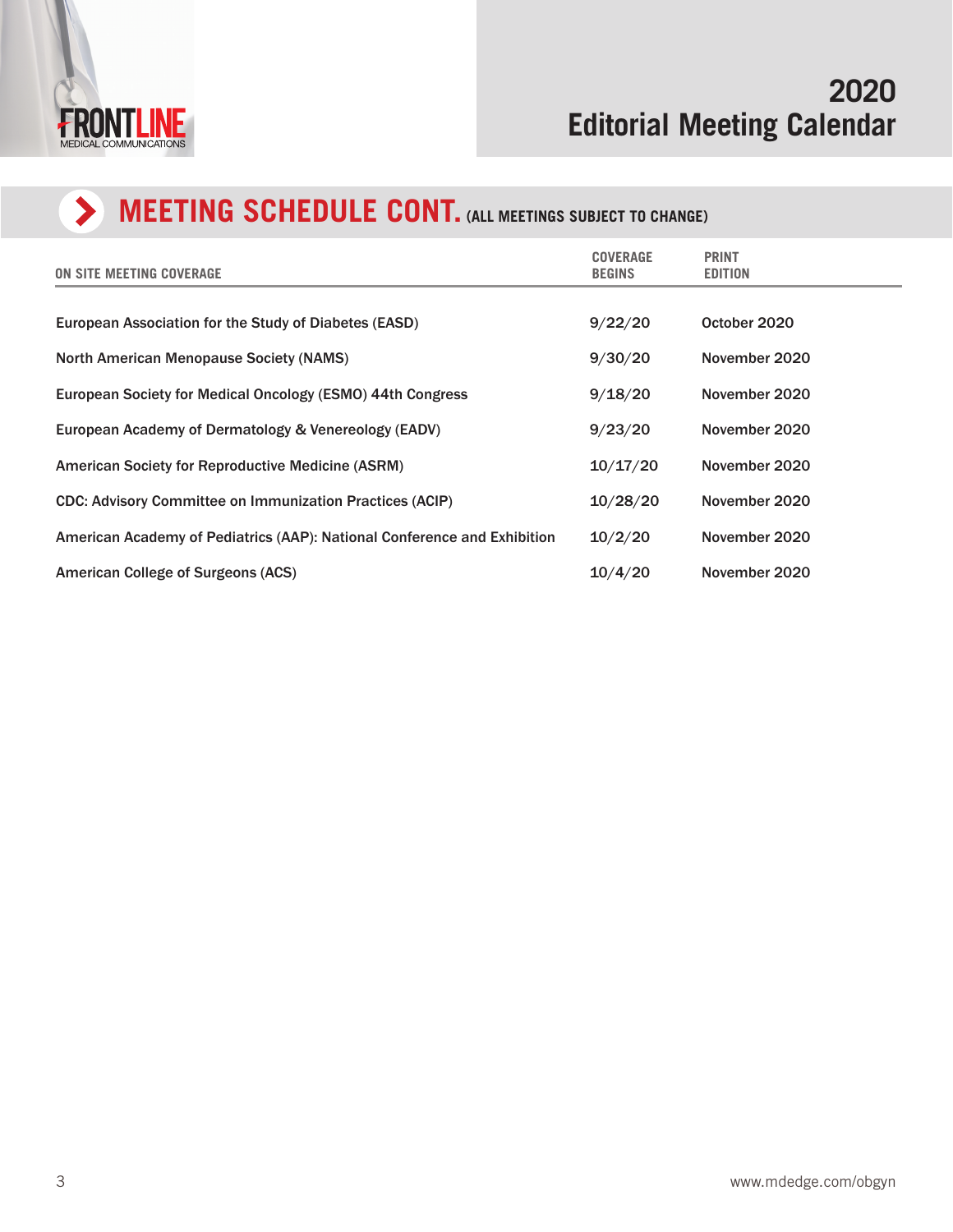# 2020 Editorial Meeting Calendar

## MEETING SCHEDULE CONT. (ALL MEETINGS SUBJECT TO CHANGE)

| ON SITE MEETING COVERAGE | COVERAGE BEGINS | PRINT EDITION |
| --- | --- | --- |
| European Association for the Study of Diabetes (EASD) | 9/22/20 | October 2020 |
| North American Menopause Society (NAMS) | 9/30/20 | November 2020 |
| European Society for Medical Oncology (ESMO) 44th Congress | 9/18/20 | November 2020 |
| European Academy of Dermatology & Venereology (EADV) | 9/23/20 | November 2020 |
| American Society for Reproductive Medicine (ASRM) | 10/17/20 | November 2020 |
| CDC: Advisory Committee on Immunization Practices (ACIP) | 10/28/20 | November 2020 |
| American Academy of Pediatrics (AAP): National Conference and Exhibition | 10/2/20 | November 2020 |
| American College of Surgeons (ACS) | 10/4/20 | November 2020 |

www.mdedge.com/obgyn